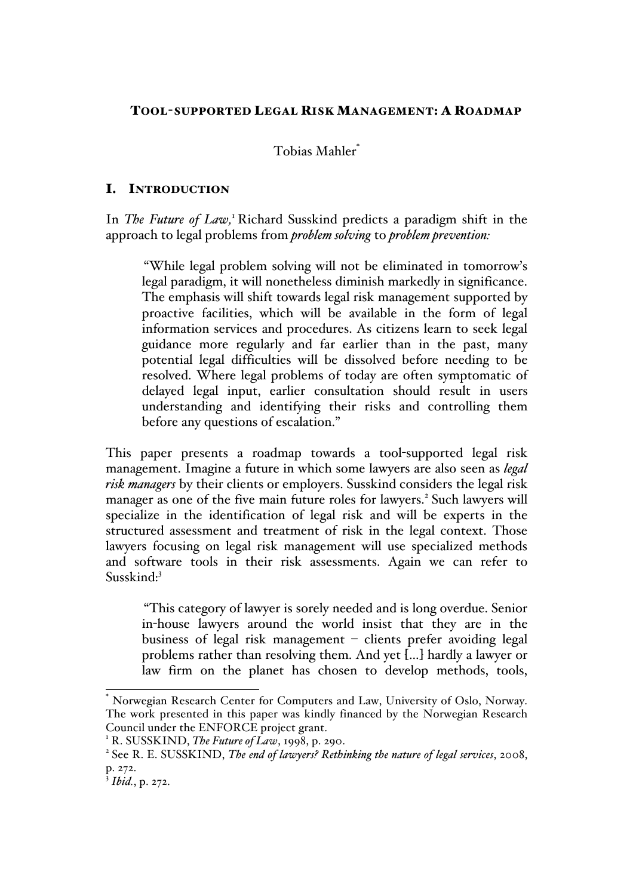# TOOL-SUPPORTED LEGAL RISK MANAGEMENT: A ROADMAP

Tobias Mahler*

## I. INTRODUCTION

In *The Future of Law,*[1] Richard Susskind predicts a paradigm shift in the approach to legal problems from ***problem solving*** to ***problem prevention:***

> "While legal problem solving will not be eliminated in tomorrow's legal paradigm, it will nonetheless diminish markedly in significance. The emphasis will shift towards legal risk management supported by proactive facilities, which will be available in the form of legal information services and procedures. As citizens learn to seek legal guidance more regularly and far earlier than in the past, many potential legal difficulties will be dissolved before needing to be resolved. Where legal problems of today are often symptomatic of delayed legal input, earlier consultation should result in users understanding and identifying their risks and controlling them before any questions of escalation."

This paper presents a roadmap towards a tool-supported legal risk management. Imagine a future in which some lawyers are also seen as ***legal risk managers*** by their clients or employers. Susskind considers the legal risk manager as one of the five main future roles for lawyers.[2] Such lawyers will specialize in the identification of legal risk and will be experts in the structured assessment and treatment of risk in the legal context. Those lawyers focusing on legal risk management will use specialized methods and software tools in their risk assessments. Again we can refer to Susskind:[3]

> "This category of lawyer is sorely needed and is long overdue. Senior in-house lawyers around the world insist that they are in the business of legal risk management – clients prefer avoiding legal problems rather than resolving them. And yet […] hardly a lawyer or law firm on the planet has chosen to develop methods, tools,

---

\* Norwegian Research Center for Computers and Law, University of Oslo, Norway. The work presented in this paper was kindly financed by the Norwegian Research Council under the ENFORCE project grant.

[1] R. SUSSKIND, *The Future of Law*, 1998, p. 290.

[2] See R. E. SUSSKIND, *The end of lawyers? Rethinking the nature of legal services*, 2008, p. 272.

[3] *Ibid.*, p. 272.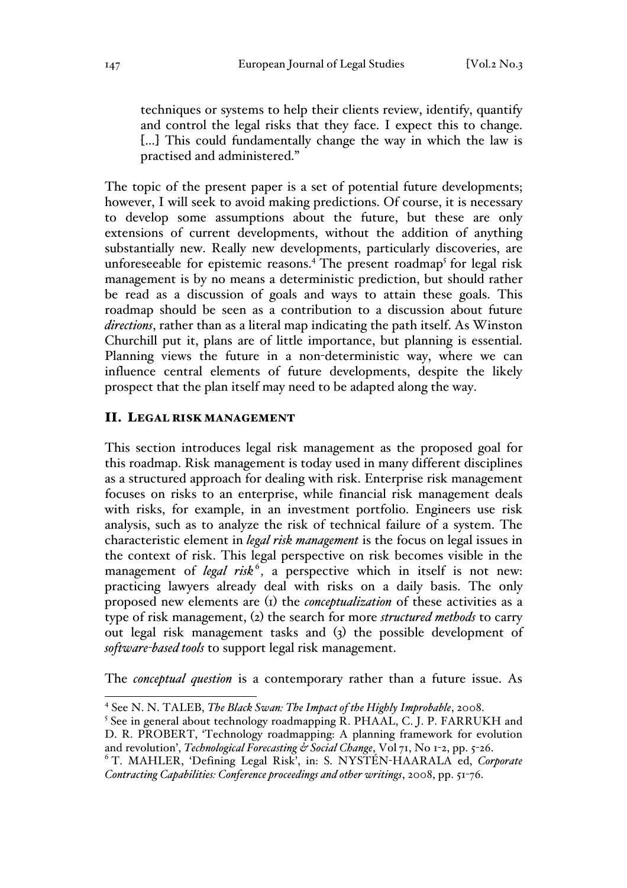> techniques or systems to help their clients review, identify, quantify and control the legal risks that they face. I expect this to change. […] This could fundamentally change the way in which the law is practised and administered."

The topic of the present paper is a set of potential future developments; however, I will seek to avoid making predictions. Of course, it is necessary to develop some assumptions about the future, but these are only extensions of current developments, without the addition of anything substantially new. Really new developments, particularly discoveries, are unforeseeable for epistemic reasons.[4] The present roadmap[5] for legal risk management is by no means a deterministic prediction, but should rather be read as a discussion of goals and ways to attain these goals. This roadmap should be seen as a contribution to a discussion about future *directions*, rather than as a literal map indicating the path itself. As Winston Churchill put it, plans are of little importance, but planning is essential. Planning views the future in a non-deterministic way, where we can influence central elements of future developments, despite the likely prospect that the plan itself may need to be adapted along the way.

## II. Legal risk management

This section introduces legal risk management as the proposed goal for this roadmap. Risk management is today used in many different disciplines as a structured approach for dealing with risk. Enterprise risk management focuses on risks to an enterprise, while financial risk management deals with risks, for example, in an investment portfolio. Engineers use risk analysis, such as to analyze the risk of technical failure of a system. The characteristic element in *legal risk management* is the focus on legal issues in the context of risk. This legal perspective on risk becomes visible in the management of *legal risk*[6], a perspective which in itself is not new: practicing lawyers already deal with risks on a daily basis. The only proposed new elements are (1) the *conceptualization* of these activities as a type of risk management, (2) the search for more *structured methods* to carry out legal risk management tasks and (3) the possible development of *software-based tools* to support legal risk management.

The *conceptual question* is a contemporary rather than a future issue. As

---

[4] See N. N. TALEB, *The Black Swan: The Impact of the Highly Improbable*, 2008.

[5] See in general about technology roadmapping R. PHAAL, C. J. P. FARRUKH and D. R. PROBERT, 'Technology roadmapping: A planning framework for evolution and revolution', *Technological Forecasting & Social Change*, Vol 71, No 1-2, pp. 5-26.

[6] T. MAHLER, 'Defining Legal Risk', in: S. NYSTÉN-HAARALA ed, *Corporate Contracting Capabilities: Conference proceedings and other writings*, 2008, pp. 51-76.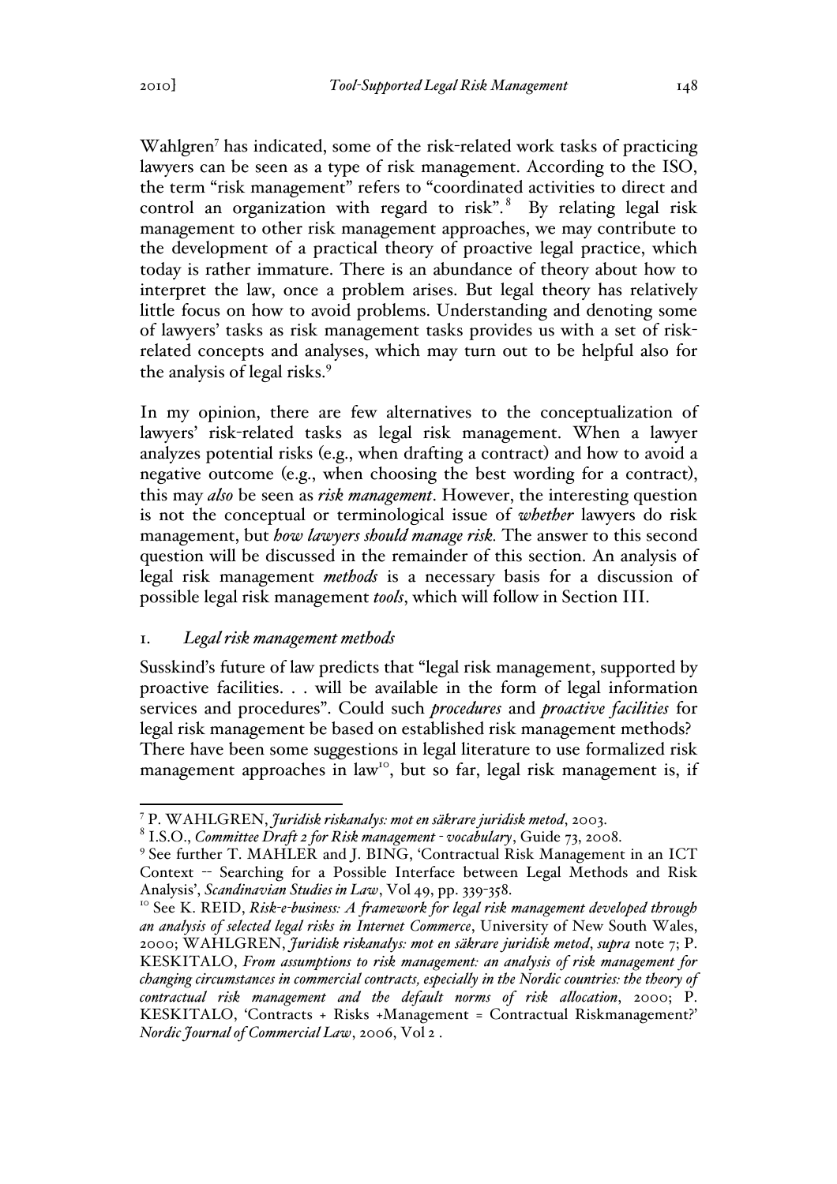Wahlgren[7] has indicated, some of the risk-related work tasks of practicing lawyers can be seen as a type of risk management. According to the ISO, the term "risk management" refers to "coordinated activities to direct and control an organization with regard to risk".[8] By relating legal risk management to other risk management approaches, we may contribute to the development of a practical theory of proactive legal practice, which today is rather immature. There is an abundance of theory about how to interpret the law, once a problem arises. But legal theory has relatively little focus on how to avoid problems. Understanding and denoting some of lawyers' tasks as risk management tasks provides us with a set of risk-related concepts and analyses, which may turn out to be helpful also for the analysis of legal risks.[9]

In my opinion, there are few alternatives to the conceptualization of lawyers' risk-related tasks as legal risk management. When a lawyer analyzes potential risks (e.g., when drafting a contract) and how to avoid a negative outcome (e.g., when choosing the best wording for a contract), this may *also* be seen as *risk management*. However, the interesting question is not the conceptual or terminological issue of *whether* lawyers do risk management, but *how lawyers should manage risk.* The answer to this second question will be discussed in the remainder of this section. An analysis of legal risk management *methods* is a necessary basis for a discussion of possible legal risk management *tools*, which will follow in Section III.

### 1. *Legal risk management methods*

Susskind's future of law predicts that "legal risk management, supported by proactive facilities. . . will be available in the form of legal information services and procedures". Could such *procedures* and *proactive facilities* for legal risk management be based on established risk management methods? There have been some suggestions in legal literature to use formalized risk management approaches in law[10], but so far, legal risk management is, if

---

[7] P. WAHLGREN, *Juridisk riskanalys: mot en säkrare juridisk metod*, 2003.

[8] I.S.O., *Committee Draft 2 for Risk management - vocabulary*, Guide 73, 2008.

[9] See further T. MAHLER and J. BING, 'Contractual Risk Management in an ICT Context -- Searching for a Possible Interface between Legal Methods and Risk Analysis', *Scandinavian Studies in Law*, Vol 49, pp. 339-358.

[10] See K. REID, *Risk-e-business: A framework for legal risk management developed through an analysis of selected legal risks in Internet Commerce*, University of New South Wales, 2000; WAHLGREN, *Juridisk riskanalys: mot en säkrare juridisk metod*, *supra* note 7; P. KESKITALO, *From assumptions to risk management: an analysis of risk management for changing circumstances in commercial contracts, especially in the Nordic countries: the theory of contractual risk management and the default norms of risk allocation*, 2000; P. KESKITALO, 'Contracts + Risks +Management = Contractual Riskmanagement?' *Nordic Journal of Commercial Law*, 2006, Vol 2 .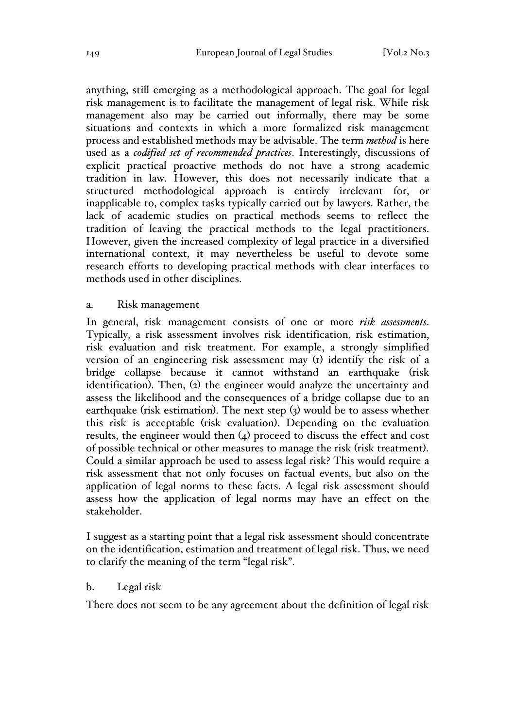anything, still emerging as a methodological approach. The goal for legal risk management is to facilitate the management of legal risk. While risk management also may be carried out informally, there may be some situations and contexts in which a more formalized risk management process and established methods may be advisable. The term ***method*** is here used as a *codified set of recommended practices*. Interestingly, discussions of explicit practical proactive methods do not have a strong academic tradition in law. However, this does not necessarily indicate that a structured methodological approach is entirely irrelevant for, or inapplicable to, complex tasks typically carried out by lawyers. Rather, the lack of academic studies on practical methods seems to reflect the tradition of leaving the practical methods to the legal practitioners. However, given the increased complexity of legal practice in a diversified international context, it may nevertheless be useful to devote some research efforts to developing practical methods with clear interfaces to methods used in other disciplines.

### a. Risk management

In general, risk management consists of one or more *risk assessments*. Typically, a risk assessment involves risk identification, risk estimation, risk evaluation and risk treatment. For example, a strongly simplified version of an engineering risk assessment may (1) identify the risk of a bridge collapse because it cannot withstand an earthquake (risk identification). Then, (2) the engineer would analyze the uncertainty and assess the likelihood and the consequences of a bridge collapse due to an earthquake (risk estimation). The next step (3) would be to assess whether this risk is acceptable (risk evaluation). Depending on the evaluation results, the engineer would then (4) proceed to discuss the effect and cost of possible technical or other measures to manage the risk (risk treatment). Could a similar approach be used to assess legal risk? This would require a risk assessment that not only focuses on factual events, but also on the application of legal norms to these facts. A legal risk assessment should assess how the application of legal norms may have an effect on the stakeholder.

I suggest as a starting point that a legal risk assessment should concentrate on the identification, estimation and treatment of legal risk. Thus, we need to clarify the meaning of the term "legal risk".

### b. Legal risk

There does not seem to be any agreement about the definition of legal risk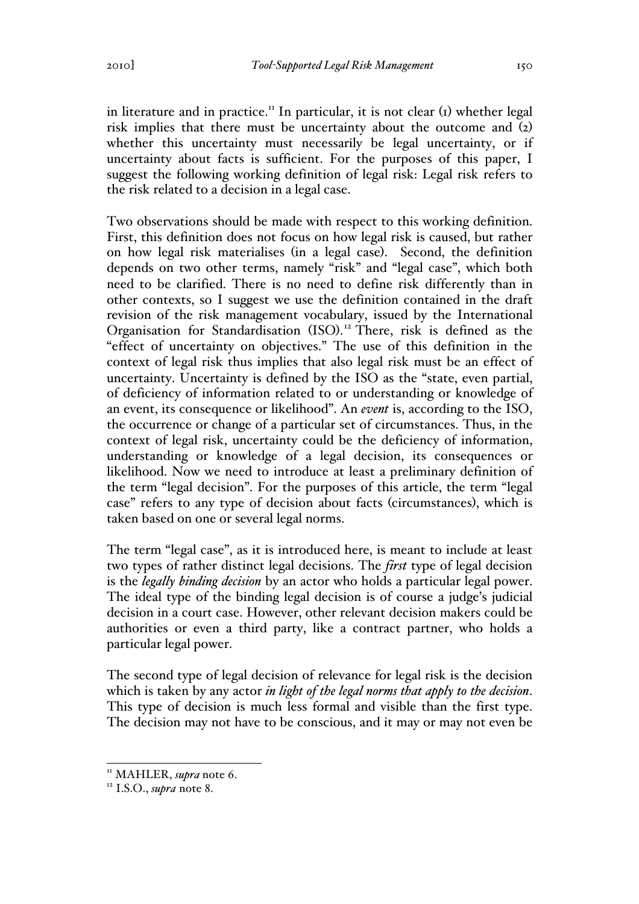in literature and in practice.[11] In particular, it is not clear (1) whether legal risk implies that there must be uncertainty about the outcome and (2) whether this uncertainty must necessarily be legal uncertainty, or if uncertainty about facts is sufficient. For the purposes of this paper, I suggest the following working definition of legal risk: Legal risk refers to the risk related to a decision in a legal case.

Two observations should be made with respect to this working definition. First, this definition does not focus on how legal risk is caused, but rather on how legal risk materialises (in a legal case). Second, the definition depends on two other terms, namely "risk" and "legal case", which both need to be clarified. There is no need to define risk differently than in other contexts, so I suggest we use the definition contained in the draft revision of the risk management vocabulary, issued by the International Organisation for Standardisation (ISO).[12] There, risk is defined as the "effect of uncertainty on objectives." The use of this definition in the context of legal risk thus implies that also legal risk must be an effect of uncertainty. Uncertainty is defined by the ISO as the "state, even partial, of deficiency of information related to or understanding or knowledge of an event, its consequence or likelihood". An *event* is, according to the ISO, the occurrence or change of a particular set of circumstances. Thus, in the context of legal risk, uncertainty could be the deficiency of information, understanding or knowledge of a legal decision, its consequences or likelihood. Now we need to introduce at least a preliminary definition of the term "legal decision". For the purposes of this article, the term "legal case" refers to any type of decision about facts (circumstances), which is taken based on one or several legal norms.

The term "legal case", as it is introduced here, is meant to include at least two types of rather distinct legal decisions. The ***first*** type of legal decision is the ***legally binding decision*** by an actor who holds a particular legal power. The ideal type of the binding legal decision is of course a judge's judicial decision in a court case. However, other relevant decision makers could be authorities or even a third party, like a contract partner, who holds a particular legal power.

The second type of legal decision of relevance for legal risk is the decision which is taken by any actor ***in light of the legal norms that apply to the decision***. This type of decision is much less formal and visible than the first type. The decision may not have to be conscious, and it may or may not even be

---

[11] MAHLER, *supra* note 6.

[12] I.S.O., *supra* note 8.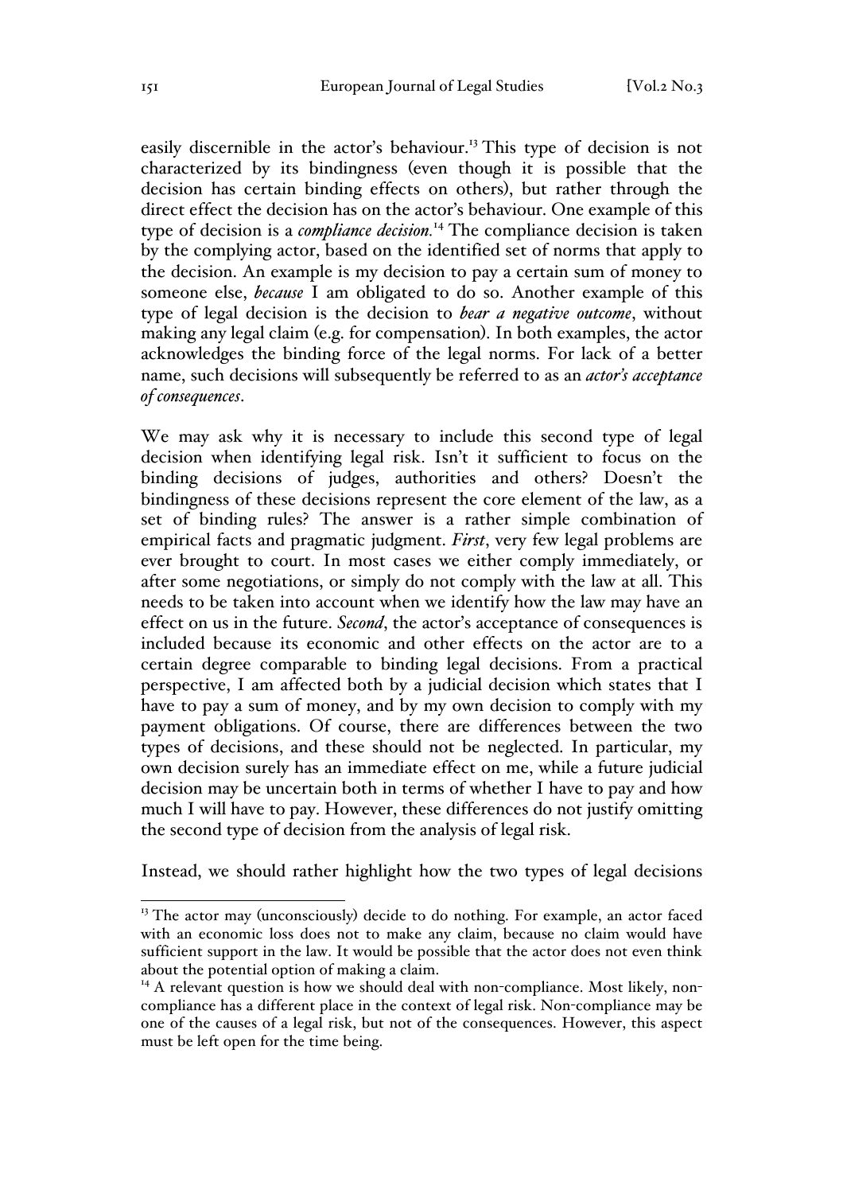easily discernible in the actor's behaviour.[13] This type of decision is not characterized by its bindingness (even though it is possible that the decision has certain binding effects on others), but rather through the direct effect the decision has on the actor's behaviour. One example of this type of decision is a *compliance decision*.[14] The compliance decision is taken by the complying actor, based on the identified set of norms that apply to the decision. An example is my decision to pay a certain sum of money to someone else, *because* I am obligated to do so. Another example of this type of legal decision is the decision to *bear a negative outcome*, without making any legal claim (e.g. for compensation). In both examples, the actor acknowledges the binding force of the legal norms. For lack of a better name, such decisions will subsequently be referred to as an *actor's acceptance of consequences*.

We may ask why it is necessary to include this second type of legal decision when identifying legal risk. Isn't it sufficient to focus on the binding decisions of judges, authorities and others? Doesn't the bindingness of these decisions represent the core element of the law, as a set of binding rules? The answer is a rather simple combination of empirical facts and pragmatic judgment. *First*, very few legal problems are ever brought to court. In most cases we either comply immediately, or after some negotiations, or simply do not comply with the law at all. This needs to be taken into account when we identify how the law may have an effect on us in the future. *Second*, the actor's acceptance of consequences is included because its economic and other effects on the actor are to a certain degree comparable to binding legal decisions. From a practical perspective, I am affected both by a judicial decision which states that I have to pay a sum of money, and by my own decision to comply with my payment obligations. Of course, there are differences between the two types of decisions, and these should not be neglected. In particular, my own decision surely has an immediate effect on me, while a future judicial decision may be uncertain both in terms of whether I have to pay and how much I will have to pay. However, these differences do not justify omitting the second type of decision from the analysis of legal risk.

Instead, we should rather highlight how the two types of legal decisions

---

[13] The actor may (unconsciously) decide to do nothing. For example, an actor faced with an economic loss does not to make any claim, because no claim would have sufficient support in the law. It would be possible that the actor does not even think about the potential option of making a claim.

[14] A relevant question is how we should deal with non-compliance. Most likely, non-compliance has a different place in the context of legal risk. Non-compliance may be one of the causes of a legal risk, but not of the consequences. However, this aspect must be left open for the time being.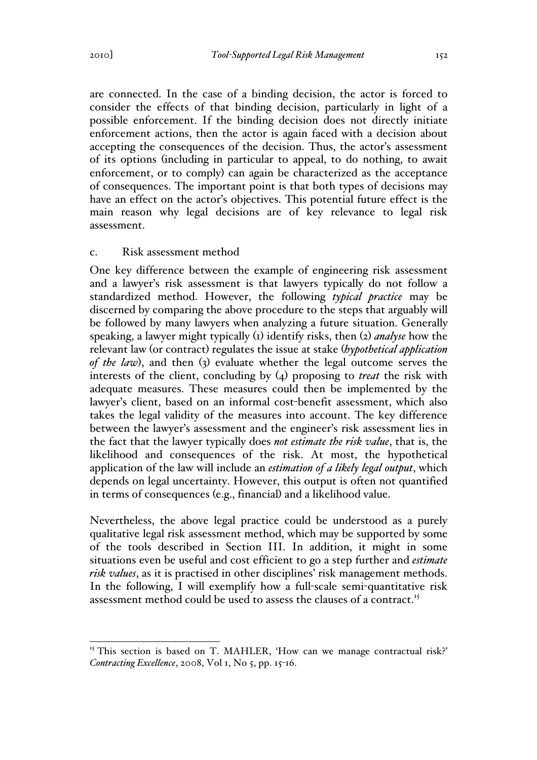are connected. In the case of a binding decision, the actor is forced to consider the effects of that binding decision, particularly in light of a possible enforcement. If the binding decision does not directly initiate enforcement actions, then the actor is again faced with a decision about accepting the consequences of the decision. Thus, the actor's assessment of its options (including in particular to appeal, to do nothing, to await enforcement, or to comply) can again be characterized as the acceptance of consequences. The important point is that both types of decisions may have an effect on the actor's objectives. This potential future effect is the main reason why legal decisions are of key relevance to legal risk assessment.

### c. Risk assessment method

One key difference between the example of engineering risk assessment and a lawyer's risk assessment is that lawyers typically do not follow a standardized method. However, the following *typical practice* may be discerned by comparing the above procedure to the steps that arguably will be followed by many lawyers when analyzing a future situation. Generally speaking, a lawyer might typically (1) identify risks, then (2) *analyse* how the relevant law (or contract) regulates the issue at stake (*hypothetical application of the law*), and then (3) evaluate whether the legal outcome serves the interests of the client, concluding by (4) proposing to *treat* the risk with adequate measures. These measures could then be implemented by the lawyer's client, based on an informal cost-benefit assessment, which also takes the legal validity of the measures into account. The key difference between the lawyer's assessment and the engineer's risk assessment lies in the fact that the lawyer typically does *not estimate the risk value*, that is, the likelihood and consequences of the risk. At most, the hypothetical application of the law will include an *estimation of a likely legal output*, which depends on legal uncertainty. However, this output is often not quantified in terms of consequences (e.g., financial) and a likelihood value.

Nevertheless, the above legal practice could be understood as a purely qualitative legal risk assessment method, which may be supported by some of the tools described in Section III. In addition, it might in some situations even be useful and cost efficient to go a step further and *estimate risk values*, as it is practised in other disciplines' risk management methods. In the following, I will exemplify how a full-scale semi-quantitative risk assessment method could be used to assess the clauses of a contract.[15]

---

[15] This section is based on T. MAHLER, 'How can we manage contractual risk?' *Contracting Excellence*, 2008, Vol 1, No 5, pp. 15-16.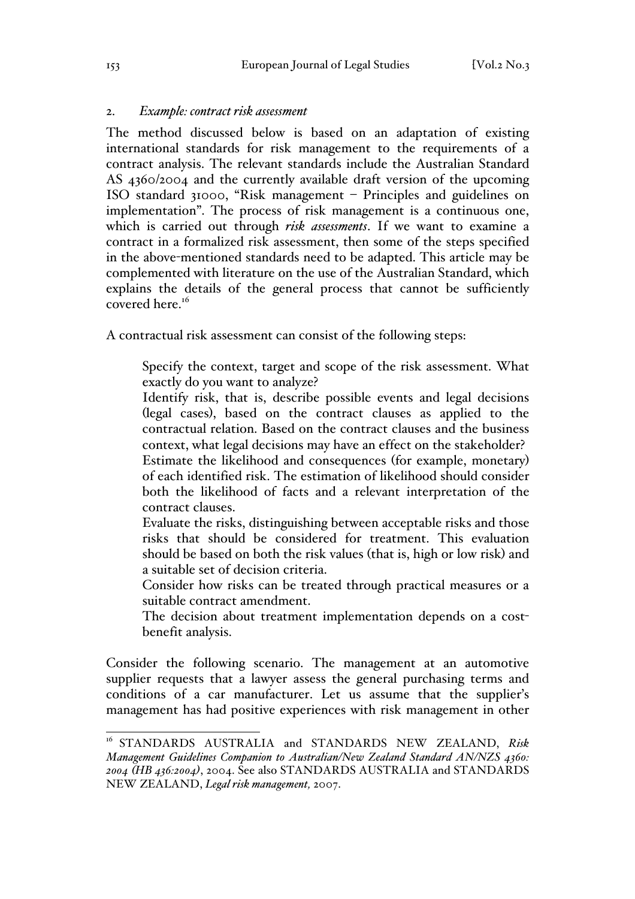## 2. *Example: contract risk assessment*

The method discussed below is based on an adaptation of existing international standards for risk management to the requirements of a contract analysis. The relevant standards include the Australian Standard AS 4360/2004 and the currently available draft version of the upcoming ISO standard 31000, "Risk management – Principles and guidelines on implementation". The process of risk management is a continuous one, which is carried out through *risk assessments*. If we want to examine a contract in a formalized risk assessment, then some of the steps specified in the above-mentioned standards need to be adapted. This article may be complemented with literature on the use of the Australian Standard, which explains the details of the general process that cannot be sufficiently covered here.[16]

A contractual risk assessment can consist of the following steps:

> Specify the context, target and scope of the risk assessment. What exactly do you want to analyze?
>
> Identify risk, that is, describe possible events and legal decisions (legal cases), based on the contract clauses as applied to the contractual relation. Based on the contract clauses and the business context, what legal decisions may have an effect on the stakeholder?
>
> Estimate the likelihood and consequences (for example, monetary) of each identified risk. The estimation of likelihood should consider both the likelihood of facts and a relevant interpretation of the contract clauses.
>
> Evaluate the risks, distinguishing between acceptable risks and those risks that should be considered for treatment. This evaluation should be based on both the risk values (that is, high or low risk) and a suitable set of decision criteria.
>
> Consider how risks can be treated through practical measures or a suitable contract amendment.
>
> The decision about treatment implementation depends on a cost-benefit analysis.

Consider the following scenario. The management at an automotive supplier requests that a lawyer assess the general purchasing terms and conditions of a car manufacturer. Let us assume that the supplier's management has had positive experiences with risk management in other

---

[16] STANDARDS AUSTRALIA and STANDARDS NEW ZEALAND, *Risk Management Guidelines Companion to Australian/New Zealand Standard AN/NZS 4360: 2004 (HB 436:2004)*, 2004. See also STANDARDS AUSTRALIA and STANDARDS NEW ZEALAND, *Legal risk management,* 2007.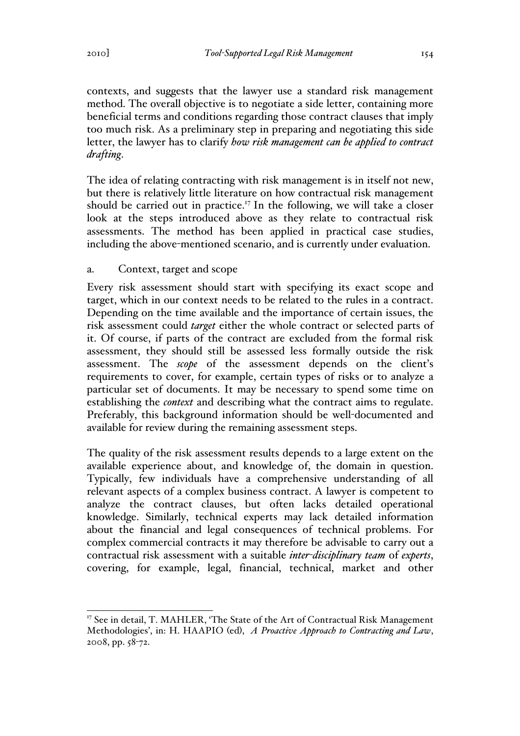contexts, and suggests that the lawyer use a standard risk management method. The overall objective is to negotiate a side letter, containing more beneficial terms and conditions regarding those contract clauses that imply too much risk. As a preliminary step in preparing and negotiating this side letter, the lawyer has to clarify ***how risk management can be applied to contract drafting***.

The idea of relating contracting with risk management is in itself not new, but there is relatively little literature on how contractual risk management should be carried out in practice.[17] In the following, we will take a closer look at the steps introduced above as they relate to contractual risk assessments. The method has been applied in practical case studies, including the above-mentioned scenario, and is currently under evaluation.

a. Context, target and scope

Every risk assessment should start with specifying its exact scope and target, which in our context needs to be related to the rules in a contract. Depending on the time available and the importance of certain issues, the risk assessment could *target* either the whole contract or selected parts of it. Of course, if parts of the contract are excluded from the formal risk assessment, they should still be assessed less formally outside the risk assessment. The *scope* of the assessment depends on the client's requirements to cover, for example, certain types of risks or to analyze a particular set of documents. It may be necessary to spend some time on establishing the *context* and describing what the contract aims to regulate. Preferably, this background information should be well-documented and available for review during the remaining assessment steps.

The quality of the risk assessment results depends to a large extent on the available experience about, and knowledge of, the domain in question. Typically, few individuals have a comprehensive understanding of all relevant aspects of a complex business contract. A lawyer is competent to analyze the contract clauses, but often lacks detailed operational knowledge. Similarly, technical experts may lack detailed information about the financial and legal consequences of technical problems. For complex commercial contracts it may therefore be advisable to carry out a contractual risk assessment with a suitable ***inter-disciplinary team*** of ***experts***, covering, for example, legal, financial, technical, market and other

[17] See in detail, T. MAHLER, 'The State of the Art of Contractual Risk Management Methodologies', in: H. HAAPIO (ed), *A Proactive Approach to Contracting and Law*, 2008, pp. 58-72.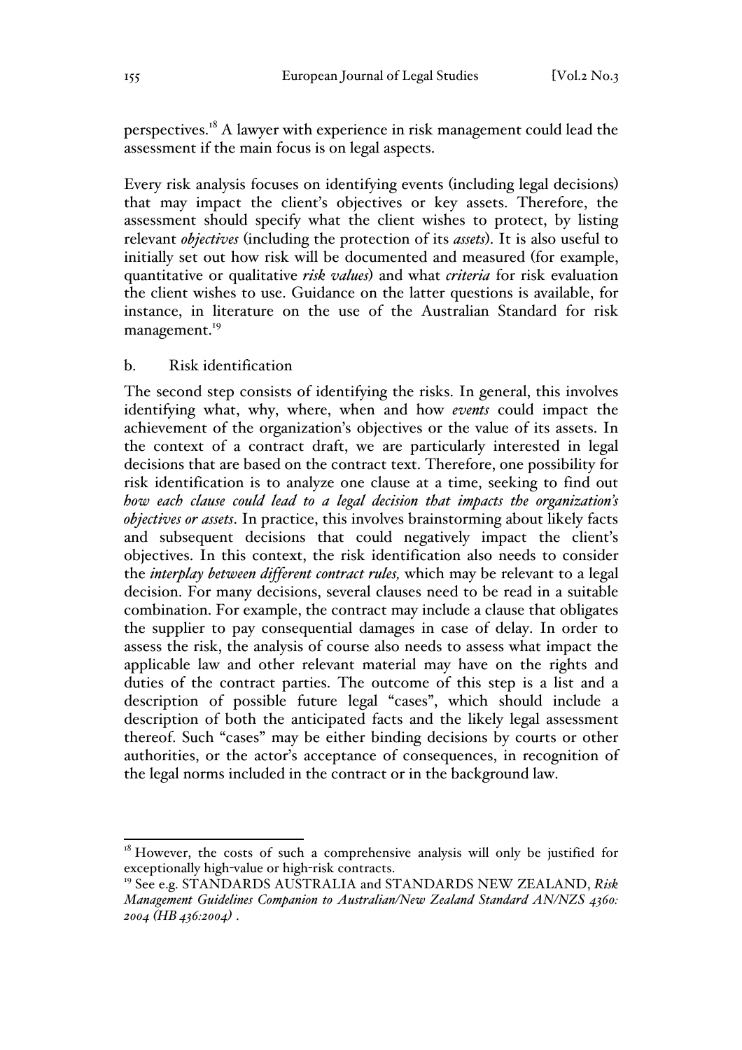perspectives.[18] A lawyer with experience in risk management could lead the assessment if the main focus is on legal aspects.

Every risk analysis focuses on identifying events (including legal decisions) that may impact the client's objectives or key assets. Therefore, the assessment should specify what the client wishes to protect, by listing relevant *objectives* (including the protection of its *assets*). It is also useful to initially set out how risk will be documented and measured (for example, quantitative or qualitative *risk values*) and what *criteria* for risk evaluation the client wishes to use. Guidance on the latter questions is available, for instance, in literature on the use of the Australian Standard for risk management.[19]

b. Risk identification

The second step consists of identifying the risks. In general, this involves identifying what, why, where, when and how *events* could impact the achievement of the organization's objectives or the value of its assets. In the context of a contract draft, we are particularly interested in legal decisions that are based on the contract text. Therefore, one possibility for risk identification is to analyze one clause at a time, seeking to find out *how each clause could lead to a legal decision that impacts the organization's objectives or assets*. In practice, this involves brainstorming about likely facts and subsequent decisions that could negatively impact the client's objectives. In this context, the risk identification also needs to consider the *interplay between different contract rules,* which may be relevant to a legal decision. For many decisions, several clauses need to be read in a suitable combination. For example, the contract may include a clause that obligates the supplier to pay consequential damages in case of delay. In order to assess the risk, the analysis of course also needs to assess what impact the applicable law and other relevant material may have on the rights and duties of the contract parties. The outcome of this step is a list and a description of possible future legal "cases", which should include a description of both the anticipated facts and the likely legal assessment thereof. Such "cases" may be either binding decisions by courts or other authorities, or the actor's acceptance of consequences, in recognition of the legal norms included in the contract or in the background law.

---

[18] However, the costs of such a comprehensive analysis will only be justified for exceptionally high-value or high-risk contracts.

[19] See e.g. STANDARDS AUSTRALIA and STANDARDS NEW ZEALAND, *Risk Management Guidelines Companion to Australian/New Zealand Standard AN/NZS 4360: 2004 (HB 436:2004)* .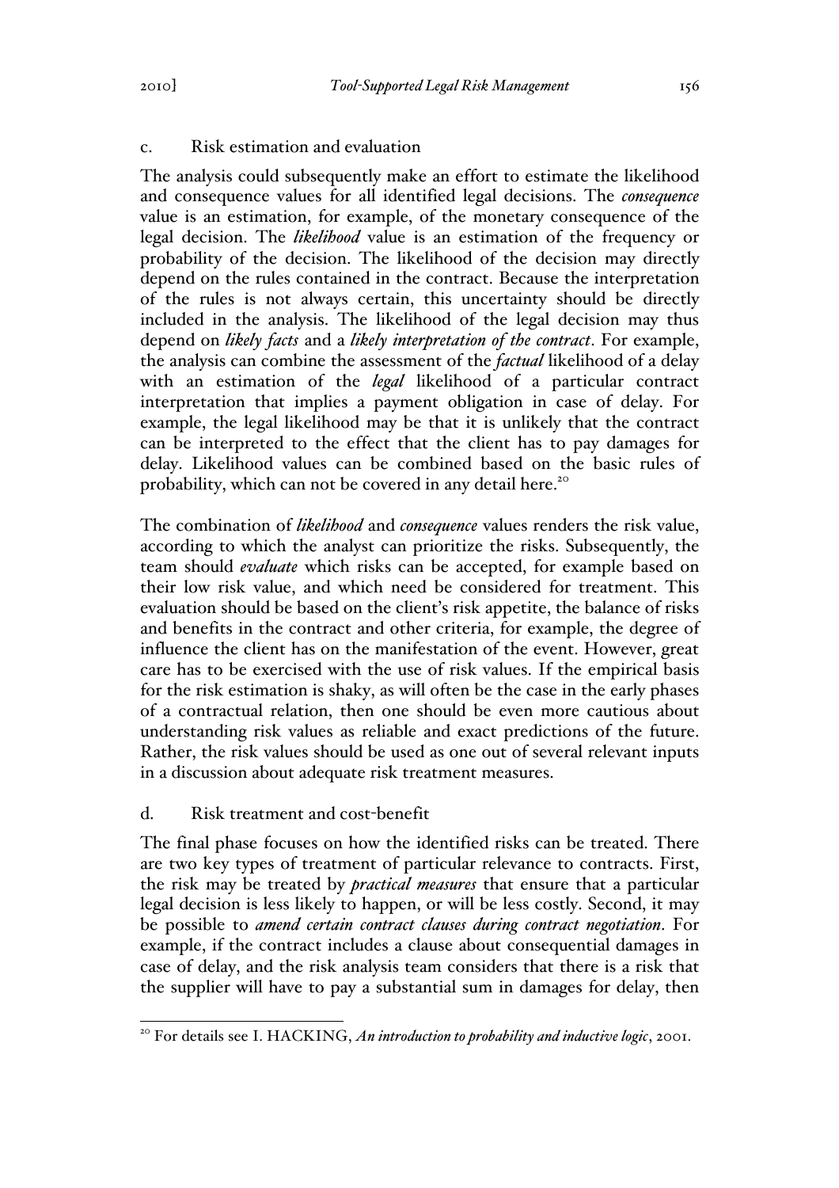c. Risk estimation and evaluation

The analysis could subsequently make an effort to estimate the likelihood and consequence values for all identified legal decisions. The *consequence* value is an estimation, for example, of the monetary consequence of the legal decision. The *likelihood* value is an estimation of the frequency or probability of the decision. The likelihood of the decision may directly depend on the rules contained in the contract. Because the interpretation of the rules is not always certain, this uncertainty should be directly included in the analysis. The likelihood of the legal decision may thus depend on *likely facts* and a *likely interpretation of the contract*. For example, the analysis can combine the assessment of the *factual* likelihood of a delay with an estimation of the *legal* likelihood of a particular contract interpretation that implies a payment obligation in case of delay. For example, the legal likelihood may be that it is unlikely that the contract can be interpreted to the effect that the client has to pay damages for delay. Likelihood values can be combined based on the basic rules of probability, which can not be covered in any detail here.[20]

The combination of *likelihood* and *consequence* values renders the risk value, according to which the analyst can prioritize the risks. Subsequently, the team should *evaluate* which risks can be accepted, for example based on their low risk value, and which need be considered for treatment. This evaluation should be based on the client's risk appetite, the balance of risks and benefits in the contract and other criteria, for example, the degree of influence the client has on the manifestation of the event. However, great care has to be exercised with the use of risk values. If the empirical basis for the risk estimation is shaky, as will often be the case in the early phases of a contractual relation, then one should be even more cautious about understanding risk values as reliable and exact predictions of the future. Rather, the risk values should be used as one out of several relevant inputs in a discussion about adequate risk treatment measures.

d. Risk treatment and cost-benefit

The final phase focuses on how the identified risks can be treated. There are two key types of treatment of particular relevance to contracts. First, the risk may be treated by *practical measures* that ensure that a particular legal decision is less likely to happen, or will be less costly. Second, it may be possible to *amend certain contract clauses during contract negotiation*. For example, if the contract includes a clause about consequential damages in case of delay, and the risk analysis team considers that there is a risk that the supplier will have to pay a substantial sum in damages for delay, then

---

[20] For details see I. HACKING, *An introduction to probability and inductive logic*, 2001.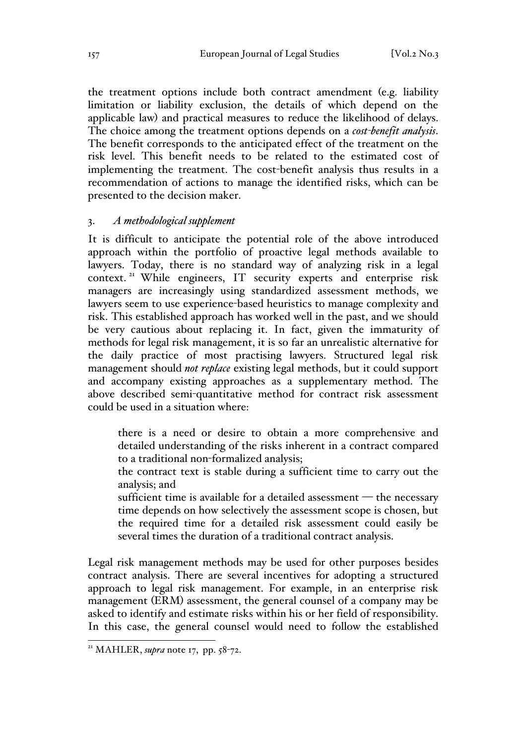the treatment options include both contract amendment (e.g. liability limitation or liability exclusion, the details of which depend on the applicable law) and practical measures to reduce the likelihood of delays. The choice among the treatment options depends on a *cost-benefit analysis*. The benefit corresponds to the anticipated effect of the treatment on the risk level. This benefit needs to be related to the estimated cost of implementing the treatment. The cost-benefit analysis thus results in a recommendation of actions to manage the identified risks, which can be presented to the decision maker.

### 3. *A methodological supplement*

It is difficult to anticipate the potential role of the above introduced approach within the portfolio of proactive legal methods available to lawyers. Today, there is no standard way of analyzing risk in a legal context.[21] While engineers, IT security experts and enterprise risk managers are increasingly using standardized assessment methods, we lawyers seem to use experience-based heuristics to manage complexity and risk. This established approach has worked well in the past, and we should be very cautious about replacing it. In fact, given the immaturity of methods for legal risk management, it is so far an unrealistic alternative for the daily practice of most practising lawyers. Structured legal risk management should *not replace* existing legal methods, but it could support and accompany existing approaches as a supplementary method. The above described semi-quantitative method for contract risk assessment could be used in a situation where:

- there is a need or desire to obtain a more comprehensive and detailed understanding of the risks inherent in a contract compared to a traditional non-formalized analysis;
- the contract text is stable during a sufficient time to carry out the analysis; and
- sufficient time is available for a detailed assessment — the necessary time depends on how selectively the assessment scope is chosen, but the required time for a detailed risk assessment could easily be several times the duration of a traditional contract analysis.

Legal risk management methods may be used for other purposes besides contract analysis. There are several incentives for adopting a structured approach to legal risk management. For example, in an enterprise risk management (ERM) assessment, the general counsel of a company may be asked to identify and estimate risks within his or her field of responsibility. In this case, the general counsel would need to follow the established

[21] MAHLER, *supra* note 17, pp. 58-72.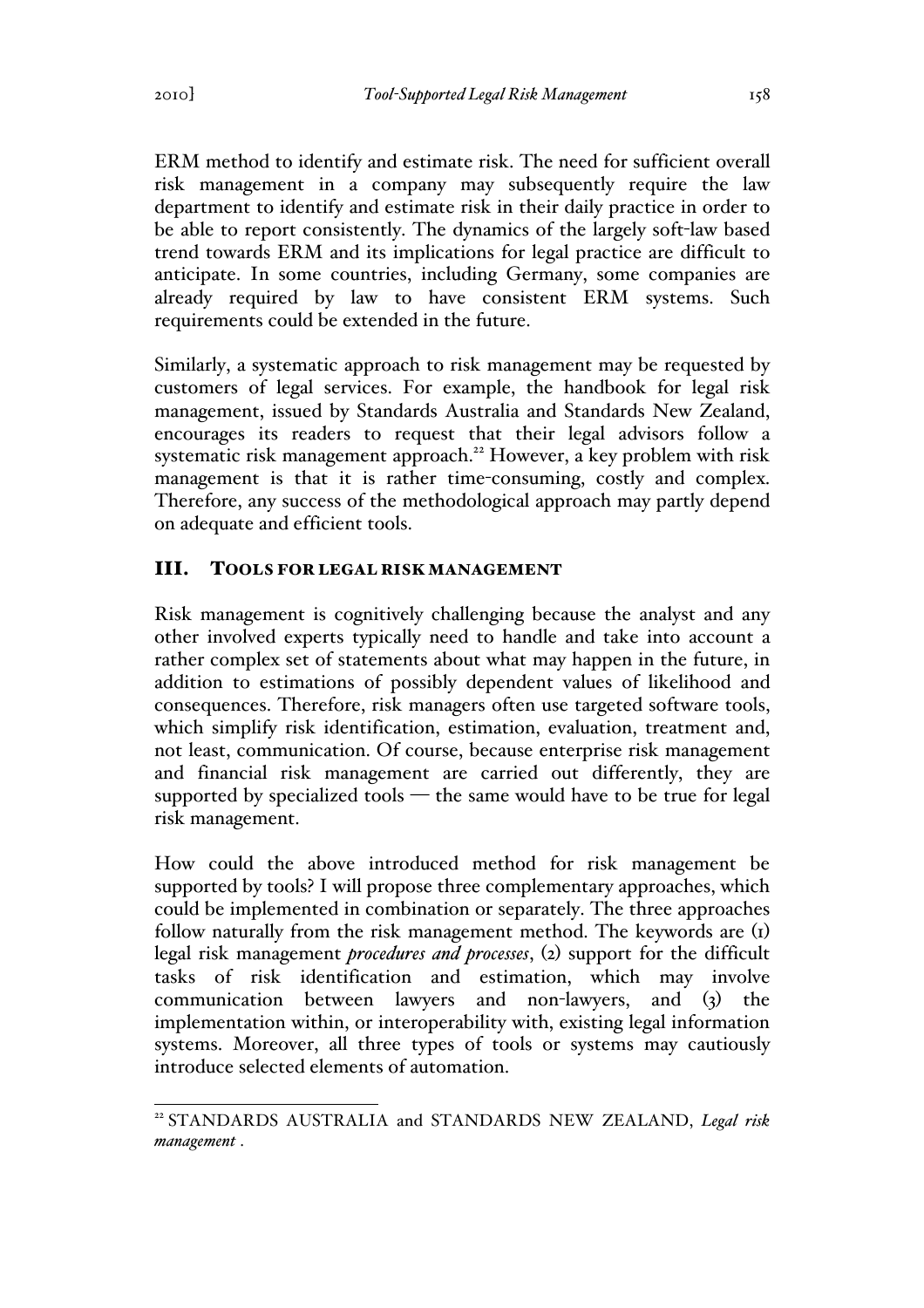ERM method to identify and estimate risk. The need for sufficient overall risk management in a company may subsequently require the law department to identify and estimate risk in their daily practice in order to be able to report consistently. The dynamics of the largely soft-law based trend towards ERM and its implications for legal practice are difficult to anticipate. In some countries, including Germany, some companies are already required by law to have consistent ERM systems. Such requirements could be extended in the future.

Similarly, a systematic approach to risk management may be requested by customers of legal services. For example, the handbook for legal risk management, issued by Standards Australia and Standards New Zealand, encourages its readers to request that their legal advisors follow a systematic risk management approach.[22] However, a key problem with risk management is that it is rather time-consuming, costly and complex. Therefore, any success of the methodological approach may partly depend on adequate and efficient tools.

## III. TOOLS FOR LEGAL RISK MANAGEMENT

Risk management is cognitively challenging because the analyst and any other involved experts typically need to handle and take into account a rather complex set of statements about what may happen in the future, in addition to estimations of possibly dependent values of likelihood and consequences. Therefore, risk managers often use targeted software tools, which simplify risk identification, estimation, evaluation, treatment and, not least, communication. Of course, because enterprise risk management and financial risk management are carried out differently, they are supported by specialized tools — the same would have to be true for legal risk management.

How could the above introduced method for risk management be supported by tools? I will propose three complementary approaches, which could be implemented in combination or separately. The three approaches follow naturally from the risk management method. The keywords are (1) legal risk management *procedures and processes*, (2) support for the difficult tasks of risk identification and estimation, which may involve communication between lawyers and non-lawyers, and (3) the implementation within, or interoperability with, existing legal information systems. Moreover, all three types of tools or systems may cautiously introduce selected elements of automation.

---

[22] STANDARDS AUSTRALIA and STANDARDS NEW ZEALAND, *Legal risk management* .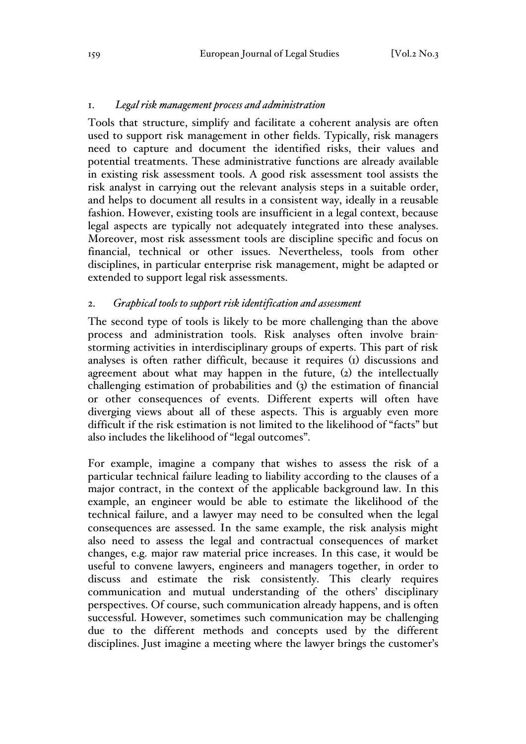## 1. *Legal risk management process and administration*

Tools that structure, simplify and facilitate a coherent analysis are often used to support risk management in other fields. Typically, risk managers need to capture and document the identified risks, their values and potential treatments. These administrative functions are already available in existing risk assessment tools. A good risk assessment tool assists the risk analyst in carrying out the relevant analysis steps in a suitable order, and helps to document all results in a consistent way, ideally in a reusable fashion. However, existing tools are insufficient in a legal context, because legal aspects are typically not adequately integrated into these analyses. Moreover, most risk assessment tools are discipline specific and focus on financial, technical or other issues. Nevertheless, tools from other disciplines, in particular enterprise risk management, might be adapted or extended to support legal risk assessments.

## 2. *Graphical tools to support risk identification and assessment*

The second type of tools is likely to be more challenging than the above process and administration tools. Risk analyses often involve brainstorming activities in interdisciplinary groups of experts. This part of risk analyses is often rather difficult, because it requires (1) discussions and agreement about what may happen in the future, (2) the intellectually challenging estimation of probabilities and (3) the estimation of financial or other consequences of events. Different experts will often have diverging views about all of these aspects. This is arguably even more difficult if the risk estimation is not limited to the likelihood of "facts" but also includes the likelihood of "legal outcomes".

For example, imagine a company that wishes to assess the risk of a particular technical failure leading to liability according to the clauses of a major contract, in the context of the applicable background law. In this example, an engineer would be able to estimate the likelihood of the technical failure, and a lawyer may need to be consulted when the legal consequences are assessed. In the same example, the risk analysis might also need to assess the legal and contractual consequences of market changes, e.g. major raw material price increases. In this case, it would be useful to convene lawyers, engineers and managers together, in order to discuss and estimate the risk consistently. This clearly requires communication and mutual understanding of the others' disciplinary perspectives. Of course, such communication already happens, and is often successful. However, sometimes such communication may be challenging due to the different methods and concepts used by the different disciplines. Just imagine a meeting where the lawyer brings the customer's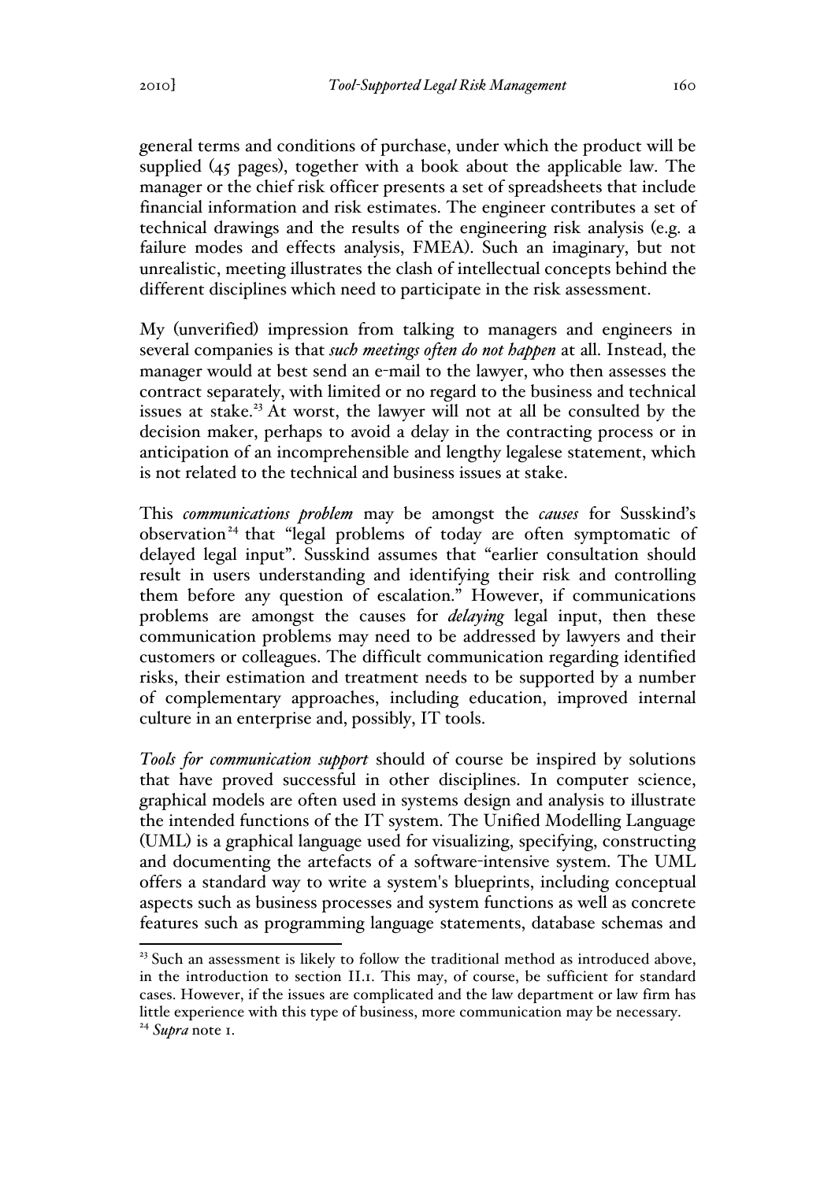general terms and conditions of purchase, under which the product will be supplied (45 pages), together with a book about the applicable law. The manager or the chief risk officer presents a set of spreadsheets that include financial information and risk estimates. The engineer contributes a set of technical drawings and the results of the engineering risk analysis (e.g. a failure modes and effects analysis, FMEA). Such an imaginary, but not unrealistic, meeting illustrates the clash of intellectual concepts behind the different disciplines which need to participate in the risk assessment.

My (unverified) impression from talking to managers and engineers in several companies is that *such meetings often do not happen* at all. Instead, the manager would at best send an e-mail to the lawyer, who then assesses the contract separately, with limited or no regard to the business and technical issues at stake.[23] At worst, the lawyer will not at all be consulted by the decision maker, perhaps to avoid a delay in the contracting process or in anticipation of an incomprehensible and lengthy legalese statement, which is not related to the technical and business issues at stake.

This *communications problem* may be amongst the *causes* for Susskind's observation[24] that "legal problems of today are often symptomatic of delayed legal input". Susskind assumes that "earlier consultation should result in users understanding and identifying their risk and controlling them before any question of escalation." However, if communications problems are amongst the causes for *delaying* legal input, then these communication problems may need to be addressed by lawyers and their customers or colleagues. The difficult communication regarding identified risks, their estimation and treatment needs to be supported by a number of complementary approaches, including education, improved internal culture in an enterprise and, possibly, IT tools.

*Tools for communication support* should of course be inspired by solutions that have proved successful in other disciplines. In computer science, graphical models are often used in systems design and analysis to illustrate the intended functions of the IT system. The Unified Modelling Language (UML) is a graphical language used for visualizing, specifying, constructing and documenting the artefacts of a software-intensive system. The UML offers a standard way to write a system's blueprints, including conceptual aspects such as business processes and system functions as well as concrete features such as programming language statements, database schemas and

---

[23] Such an assessment is likely to follow the traditional method as introduced above, in the introduction to section II.1. This may, of course, be sufficient for standard cases. However, if the issues are complicated and the law department or law firm has little experience with this type of business, more communication may be necessary.

[24] *Supra* note 1.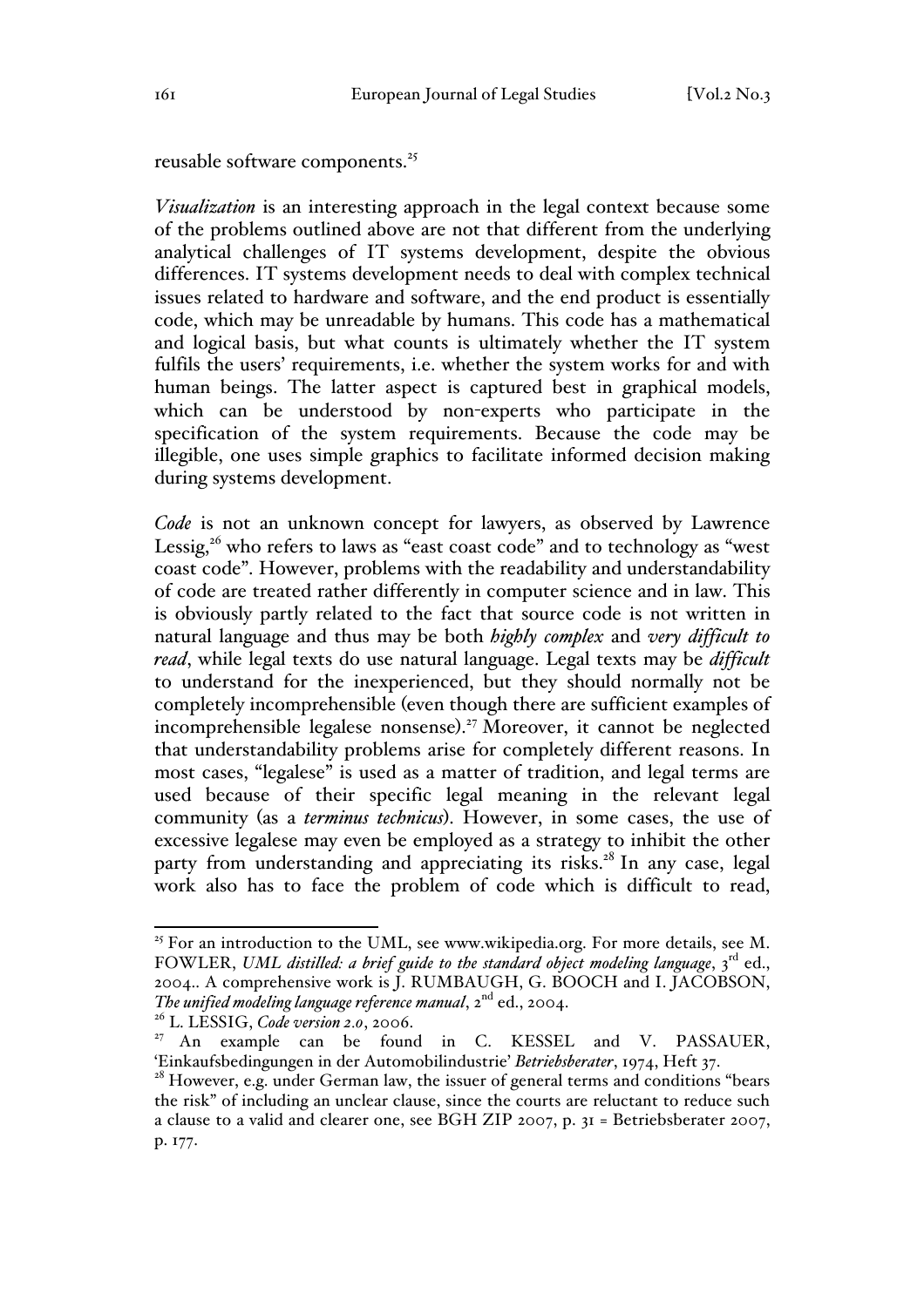reusable software components.[25]

*Visualization* is an interesting approach in the legal context because some of the problems outlined above are not that different from the underlying analytical challenges of IT systems development, despite the obvious differences. IT systems development needs to deal with complex technical issues related to hardware and software, and the end product is essentially code, which may be unreadable by humans. This code has a mathematical and logical basis, but what counts is ultimately whether the IT system fulfils the users' requirements, i.e. whether the system works for and with human beings. The latter aspect is captured best in graphical models, which can be understood by non-experts who participate in the specification of the system requirements. Because the code may be illegible, one uses simple graphics to facilitate informed decision making during systems development.

*Code* is not an unknown concept for lawyers, as observed by Lawrence Lessig,[26] who refers to laws as "east coast code" and to technology as "west coast code". However, problems with the readability and understandability of code are treated rather differently in computer science and in law. This is obviously partly related to the fact that source code is not written in natural language and thus may be both ***highly complex*** and ***very difficult to read***, while legal texts do use natural language. Legal texts may be ***difficult*** to understand for the inexperienced, but they should normally not be completely incomprehensible (even though there are sufficient examples of incomprehensible legalese nonsense).[27] Moreover, it cannot be neglected that understandability problems arise for completely different reasons. In most cases, "legalese" is used as a matter of tradition, and legal terms are used because of their specific legal meaning in the relevant legal community (as a *terminus technicus*). However, in some cases, the use of excessive legalese may even be employed as a strategy to inhibit the other party from understanding and appreciating its risks.[28] In any case, legal work also has to face the problem of code which is difficult to read,

---

[25] For an introduction to the UML, see www.wikipedia.org. For more details, see M. FOWLER, *UML distilled: a brief guide to the standard object modeling language*, 3rd ed., 2004.. A comprehensive work is J. RUMBAUGH, G. BOOCH and I. JACOBSON, *The unified modeling language reference manual*, 2nd ed., 2004.

[26] L. LESSIG, *Code version 2.0*, 2006.

[27] An example can be found in C. KESSEL and V. PASSAUER, 'Einkaufsbedingungen in der Automobilindustrie' *Betriebsberater*, 1974, Heft 37.

[28] However, e.g. under German law, the issuer of general terms and conditions "bears the risk" of including an unclear clause, since the courts are reluctant to reduce such a clause to a valid and clearer one, see BGH ZIP 2007, p. 31 = Betriebsberater 2007, p. 177.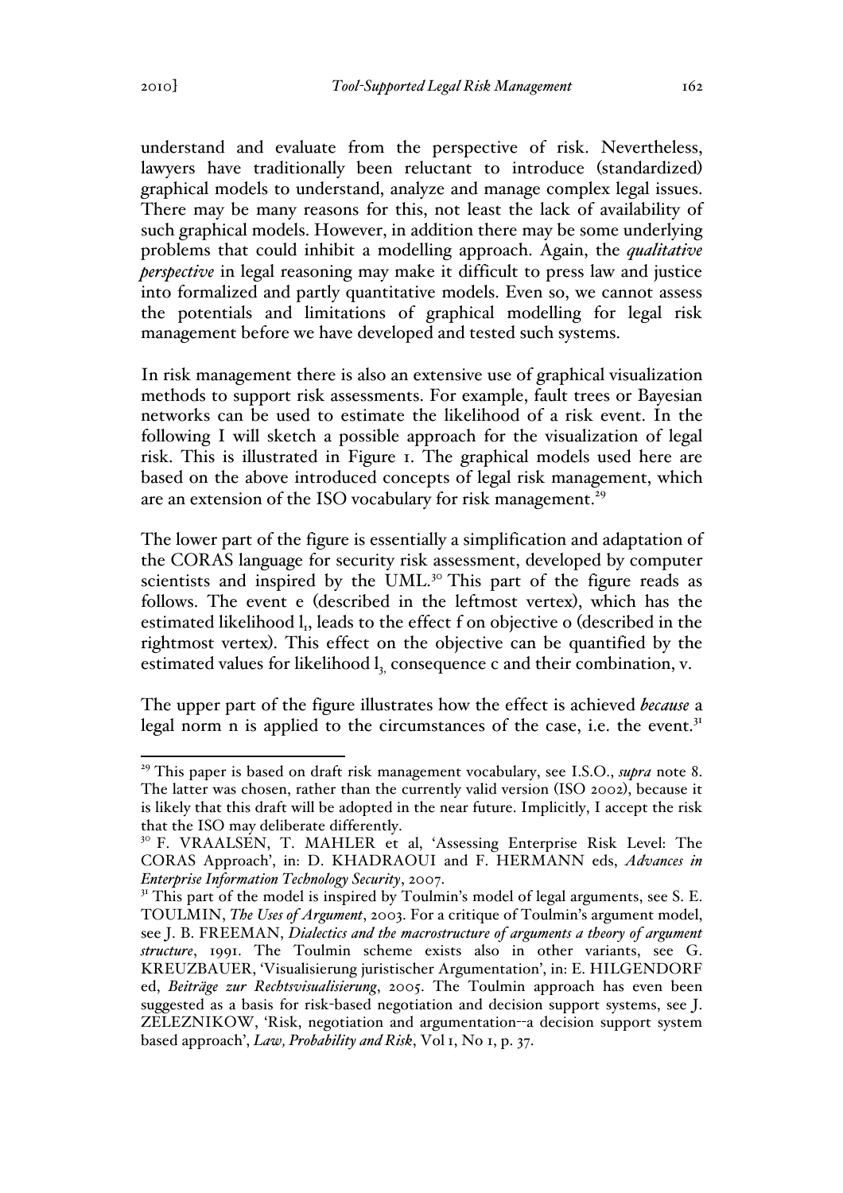understand and evaluate from the perspective of risk. Nevertheless, lawyers have traditionally been reluctant to introduce (standardized) graphical models to understand, analyze and manage complex legal issues. There may be many reasons for this, not least the lack of availability of such graphical models. However, in addition there may be some underlying problems that could inhibit a modelling approach. Again, the *qualitative perspective* in legal reasoning may make it difficult to press law and justice into formalized and partly quantitative models. Even so, we cannot assess the potentials and limitations of graphical modelling for legal risk management before we have developed and tested such systems.

In risk management there is also an extensive use of graphical visualization methods to support risk assessments. For example, fault trees or Bayesian networks can be used to estimate the likelihood of a risk event. In the following I will sketch a possible approach for the visualization of legal risk. This is illustrated in Figure 1. The graphical models used here are based on the above introduced concepts of legal risk management, which are an extension of the ISO vocabulary for risk management.[29]

The lower part of the figure is essentially a simplification and adaptation of the CORAS language for security risk assessment, developed by computer scientists and inspired by the UML.[30] This part of the figure reads as follows. The event e (described in the leftmost vertex), which has the estimated likelihood $l_1$, leads to the effect f on objective o (described in the rightmost vertex). This effect on the objective can be quantified by the estimated values for likelihood $l_3$, consequence c and their combination, v.

The upper part of the figure illustrates how the effect is achieved *because* a legal norm n is applied to the circumstances of the case, i.e. the event.[31]

---

[29] This paper is based on draft risk management vocabulary, see I.S.O., *supra* note 8. The latter was chosen, rather than the currently valid version (ISO 2002), because it is likely that this draft will be adopted in the near future. Implicitly, I accept the risk that the ISO may deliberate differently.

[30] F. VRAALSEN, T. MAHLER et al, 'Assessing Enterprise Risk Level: The CORAS Approach', in: D. KHADRAOUI and F. HERMANN eds, *Advances in Enterprise Information Technology Security*, 2007.

[31] This part of the model is inspired by Toulmin's model of legal arguments, see S. E. TOULMIN, *The Uses of Argument*, 2003. For a critique of Toulmin's argument model, see J. B. FREEMAN, *Dialectics and the macrostructure of arguments a theory of argument structure*, 1991. The Toulmin scheme exists also in other variants, see G. KREUZBAUER, 'Visualisierung juristischer Argumentation', in: E. HILGENDORF ed, *Beiträge zur Rechtsvisualisierung*, 2005. The Toulmin approach has even been suggested as a basis for risk-based negotiation and decision support systems, see J. ZELEZNIKOW, 'Risk, negotiation and argumentation--a decision support system based approach', *Law, Probability and Risk*, Vol 1, No 1, p. 37.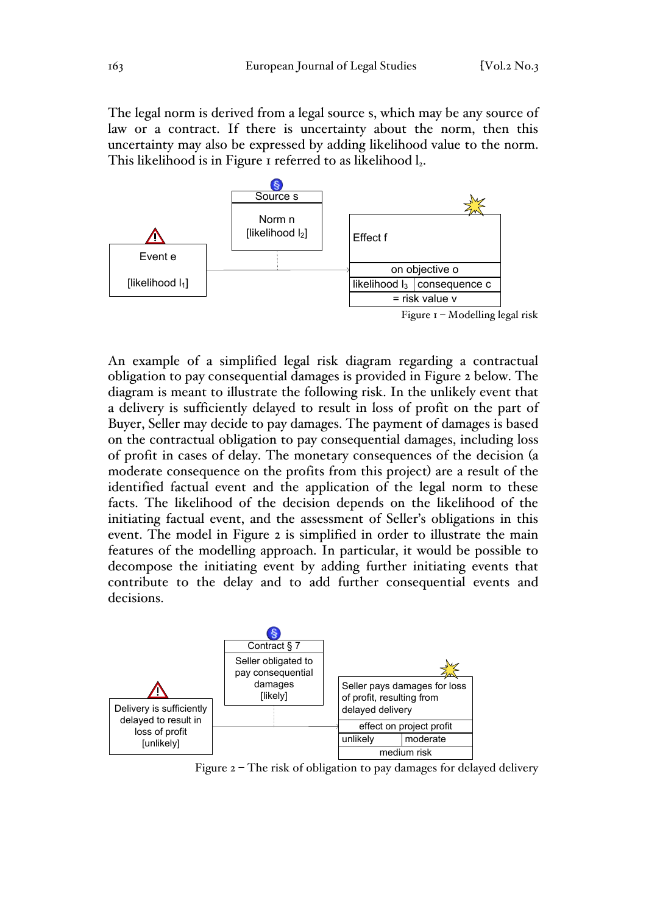The legal norm is derived from a legal source s, which may be any source of law or a contract. If there is uncertainty about the norm, then this uncertainty may also be expressed by adding likelihood value to the norm. This likelihood is in Figure 1 referred to as likelihood $l_2$.

Source s

Norm n
[likelihood $l_2$]

Event e

[likelihood $l_1$]

Effect f

on objective o

likelihood $l_3$ | consequence c

= risk value v

Figure 1 – Modelling legal risk

An example of a simplified legal risk diagram regarding a contractual obligation to pay consequential damages is provided in Figure 2 below. The diagram is meant to illustrate the following risk. In the unlikely event that a delivery is sufficiently delayed to result in loss of profit on the part of Buyer, Seller may decide to pay damages. The payment of damages is based on the contractual obligation to pay consequential damages, including loss of profit in cases of delay. The monetary consequences of the decision (a moderate consequence on the profits from this project) are a result of the identified factual event and the application of the legal norm to these facts. The likelihood of the decision depends on the likelihood of the initiating factual event, and the assessment of Seller's obligations in this event. The model in Figure 2 is simplified in order to illustrate the main features of the modelling approach. In particular, it would be possible to decompose the initiating event by adding further initiating events that contribute to the delay and to add further consequential events and decisions.

Contract § 7

Seller obligated to pay consequential damages
[likely]

Delivery is sufficiently delayed to result in loss of profit
[unlikely]

Seller pays damages for loss of profit, resulting from delayed delivery

effect on project profit

unlikely | moderate

medium risk

Figure 2 – The risk of obligation to pay damages for delayed delivery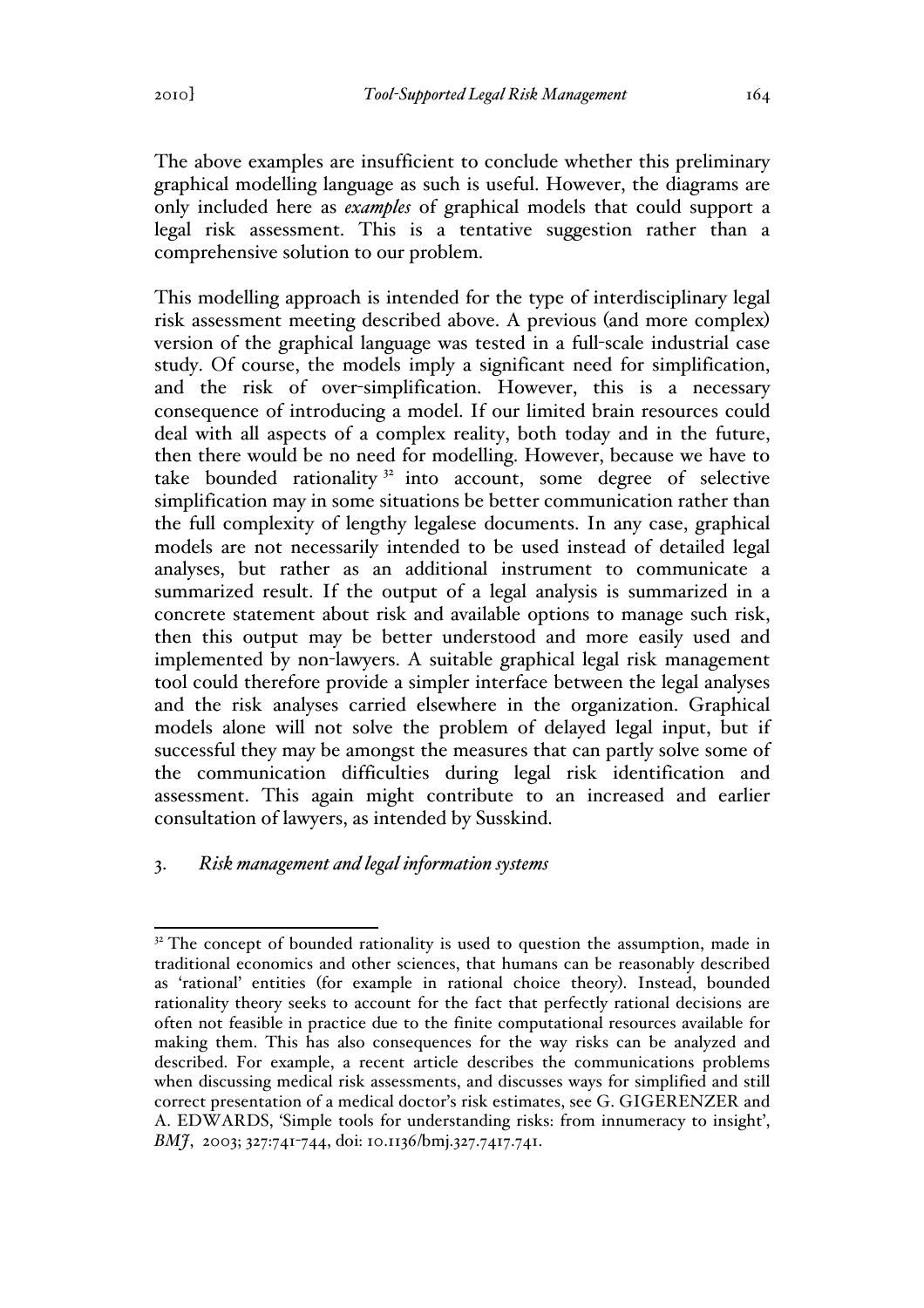The above examples are insufficient to conclude whether this preliminary graphical modelling language as such is useful. However, the diagrams are only included here as *examples* of graphical models that could support a legal risk assessment. This is a tentative suggestion rather than a comprehensive solution to our problem.

This modelling approach is intended for the type of interdisciplinary legal risk assessment meeting described above. A previous (and more complex) version of the graphical language was tested in a full-scale industrial case study. Of course, the models imply a significant need for simplification, and the risk of over-simplification. However, this is a necessary consequence of introducing a model. If our limited brain resources could deal with all aspects of a complex reality, both today and in the future, then there would be no need for modelling. However, because we have to take bounded rationality [32] into account, some degree of selective simplification may in some situations be better communication rather than the full complexity of lengthy legalese documents. In any case, graphical models are not necessarily intended to be used instead of detailed legal analyses, but rather as an additional instrument to communicate a summarized result. If the output of a legal analysis is summarized in a concrete statement about risk and available options to manage such risk, then this output may be better understood and more easily used and implemented by non-lawyers. A suitable graphical legal risk management tool could therefore provide a simpler interface between the legal analyses and the risk analyses carried elsewhere in the organization. Graphical models alone will not solve the problem of delayed legal input, but if successful they may be amongst the measures that can partly solve some of the communication difficulties during legal risk identification and assessment. This again might contribute to an increased and earlier consultation of lawyers, as intended by Susskind.

## 3. *Risk management and legal information systems*

---

[32] The concept of bounded rationality is used to question the assumption, made in traditional economics and other sciences, that humans can be reasonably described as 'rational' entities (for example in rational choice theory). Instead, bounded rationality theory seeks to account for the fact that perfectly rational decisions are often not feasible in practice due to the finite computational resources available for making them. This has also consequences for the way risks can be analyzed and described. For example, a recent article describes the communications problems when discussing medical risk assessments, and discusses ways for simplified and still correct presentation of a medical doctor's risk estimates, see G. GIGERENZER and A. EDWARDS, 'Simple tools for understanding risks: from innumeracy to insight', *BMJ*, 2003; 327:741-744, doi: 10.1136/bmj.327.7417.741.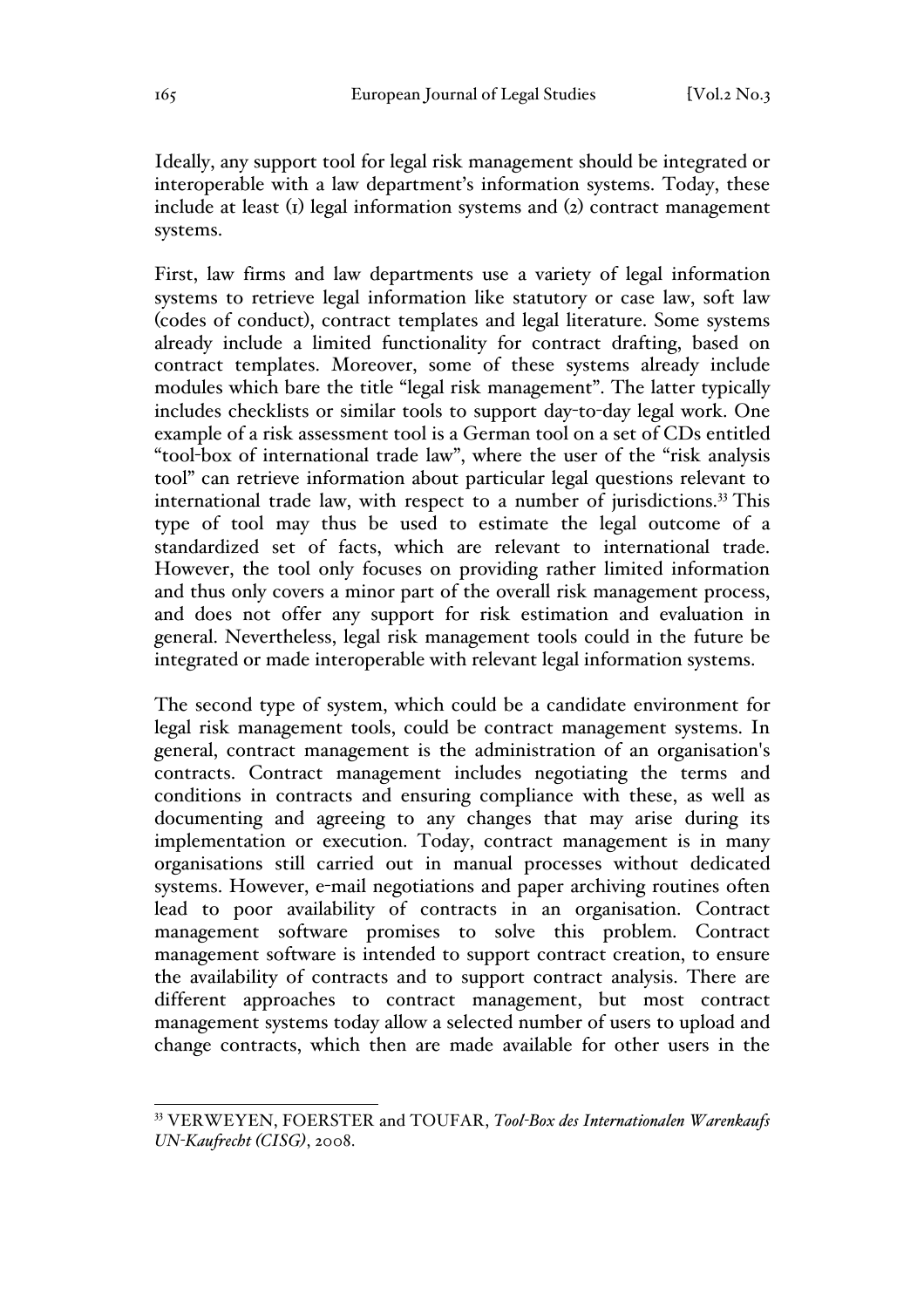Ideally, any support tool for legal risk management should be integrated or interoperable with a law department's information systems. Today, these include at least (1) legal information systems and (2) contract management systems.

First, law firms and law departments use a variety of legal information systems to retrieve legal information like statutory or case law, soft law (codes of conduct), contract templates and legal literature. Some systems already include a limited functionality for contract drafting, based on contract templates. Moreover, some of these systems already include modules which bare the title "legal risk management". The latter typically includes checklists or similar tools to support day-to-day legal work. One example of a risk assessment tool is a German tool on a set of CDs entitled "tool-box of international trade law", where the user of the "risk analysis tool" can retrieve information about particular legal questions relevant to international trade law, with respect to a number of jurisdictions.[33] This type of tool may thus be used to estimate the legal outcome of a standardized set of facts, which are relevant to international trade. However, the tool only focuses on providing rather limited information and thus only covers a minor part of the overall risk management process, and does not offer any support for risk estimation and evaluation in general. Nevertheless, legal risk management tools could in the future be integrated or made interoperable with relevant legal information systems.

The second type of system, which could be a candidate environment for legal risk management tools, could be contract management systems. In general, contract management is the administration of an organisation's contracts. Contract management includes negotiating the terms and conditions in contracts and ensuring compliance with these, as well as documenting and agreeing to any changes that may arise during its implementation or execution. Today, contract management is in many organisations still carried out in manual processes without dedicated systems. However, e-mail negotiations and paper archiving routines often lead to poor availability of contracts in an organisation. Contract management software promises to solve this problem. Contract management software is intended to support contract creation, to ensure the availability of contracts and to support contract analysis. There are different approaches to contract management, but most contract management systems today allow a selected number of users to upload and change contracts, which then are made available for other users in the

---

[33] VERWEYEN, FOERSTER and TOUFAR, *Tool-Box des Internationalen Warenkaufs UN-Kaufrecht (CISG)*, 2008.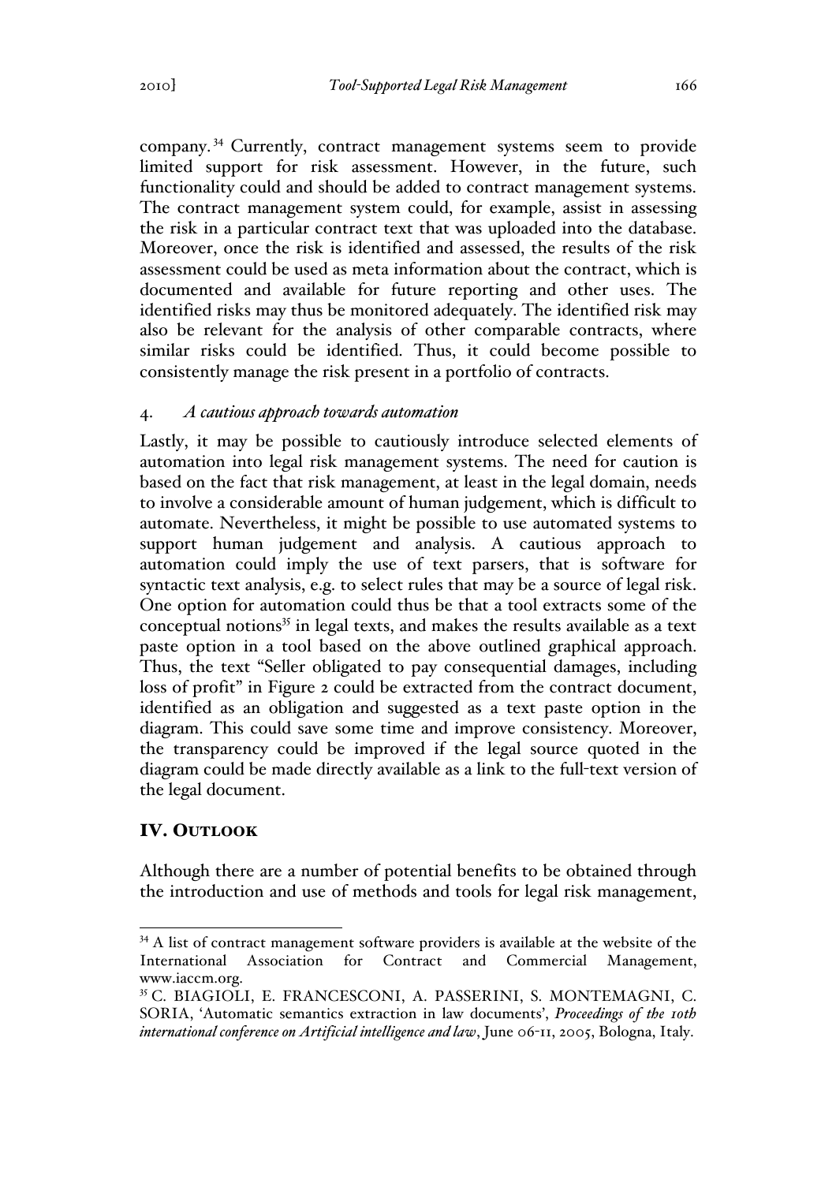company.[34] Currently, contract management systems seem to provide limited support for risk assessment. However, in the future, such functionality could and should be added to contract management systems. The contract management system could, for example, assist in assessing the risk in a particular contract text that was uploaded into the database. Moreover, once the risk is identified and assessed, the results of the risk assessment could be used as meta information about the contract, which is documented and available for future reporting and other uses. The identified risks may thus be monitored adequately. The identified risk may also be relevant for the analysis of other comparable contracts, where similar risks could be identified. Thus, it could become possible to consistently manage the risk present in a portfolio of contracts.

### 4. *A cautious approach towards automation*

Lastly, it may be possible to cautiously introduce selected elements of automation into legal risk management systems. The need for caution is based on the fact that risk management, at least in the legal domain, needs to involve a considerable amount of human judgement, which is difficult to automate. Nevertheless, it might be possible to use automated systems to support human judgement and analysis. A cautious approach to automation could imply the use of text parsers, that is software for syntactic text analysis, e.g. to select rules that may be a source of legal risk. One option for automation could thus be that a tool extracts some of the conceptual notions[35] in legal texts, and makes the results available as a text paste option in a tool based on the above outlined graphical approach. Thus, the text "Seller obligated to pay consequential damages, including loss of profit" in Figure 2 could be extracted from the contract document, identified as an obligation and suggested as a text paste option in the diagram. This could save some time and improve consistency. Moreover, the transparency could be improved if the legal source quoted in the diagram could be made directly available as a link to the full-text version of the legal document.

## IV. Outlook

Although there are a number of potential benefits to be obtained through the introduction and use of methods and tools for legal risk management,

---

[34] A list of contract management software providers is available at the website of the International Association for Contract and Commercial Management, www.iaccm.org.

[35] C. BIAGIOLI, E. FRANCESCONI, A. PASSERINI, S. MONTEMAGNI, C. SORIA, 'Automatic semantics extraction in law documents', *Proceedings of the 10th international conference on Artificial intelligence and law*, June 06-11, 2005, Bologna, Italy.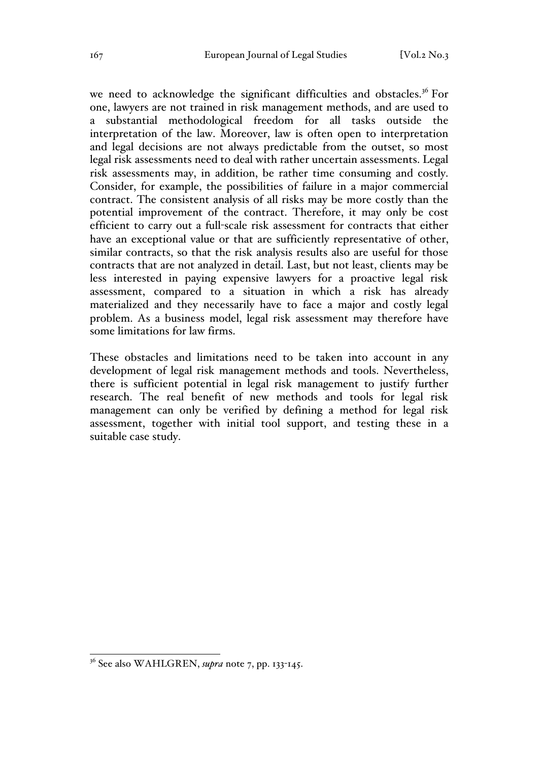we need to acknowledge the significant difficulties and obstacles.[36] For one, lawyers are not trained in risk management methods, and are used to a substantial methodological freedom for all tasks outside the interpretation of the law. Moreover, law is often open to interpretation and legal decisions are not always predictable from the outset, so most legal risk assessments need to deal with rather uncertain assessments. Legal risk assessments may, in addition, be rather time consuming and costly. Consider, for example, the possibilities of failure in a major commercial contract. The consistent analysis of all risks may be more costly than the potential improvement of the contract. Therefore, it may only be cost efficient to carry out a full-scale risk assessment for contracts that either have an exceptional value or that are sufficiently representative of other, similar contracts, so that the risk analysis results also are useful for those contracts that are not analyzed in detail. Last, but not least, clients may be less interested in paying expensive lawyers for a proactive legal risk assessment, compared to a situation in which a risk has already materialized and they necessarily have to face a major and costly legal problem. As a business model, legal risk assessment may therefore have some limitations for law firms.

These obstacles and limitations need to be taken into account in any development of legal risk management methods and tools. Nevertheless, there is sufficient potential in legal risk management to justify further research. The real benefit of new methods and tools for legal risk management can only be verified by defining a method for legal risk assessment, together with initial tool support, and testing these in a suitable case study.

---

[36] See also WAHLGREN, *supra* note 7, pp. 133-145.